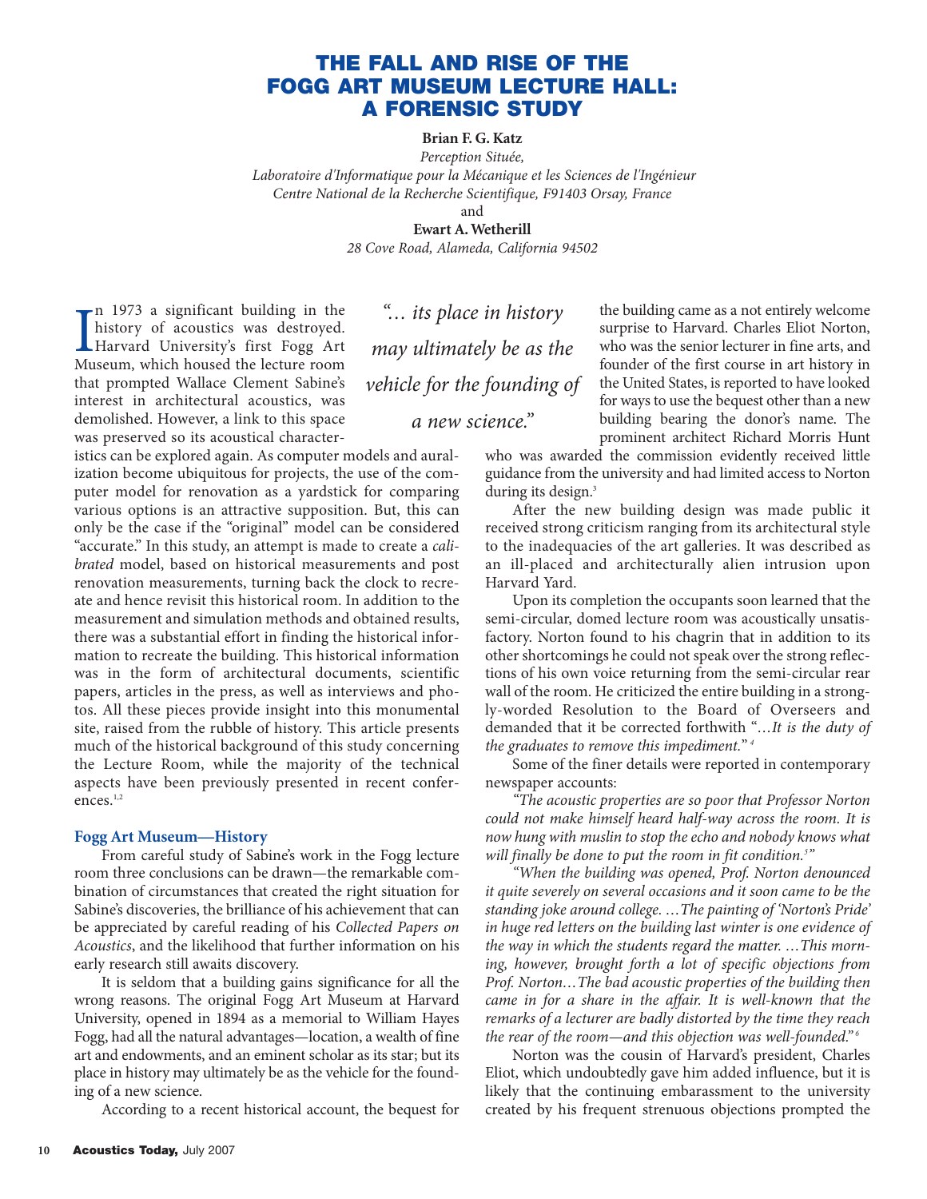# THE FALL AND RISE OF THE FOGG ART MUSEUM LECTURE HALL: A FORENSIC STUDY

**Brian F. G. Katz**

*Perception Située,*
*Laboratoire d'Informatique pour la Mécanique et les Sciences de l'Ingénieur*
*Centre National de la Recherche Scientifique, F91403 Orsay, France*

and

**Ewart A. Wetherill**

*28 Cove Road, Alameda, California 94502*

In 1973 a significant building in the history of acoustics was destroyed. Harvard University's first Fogg Art Museum, which housed the lecture room that prompted Wallace Clement Sabine's interest in architectural acoustics, was demolished. However, a link to this space was preserved so its acoustical characteristics can be explored again. As computer models and auralization become ubiquitous for projects, the use of the computer model for renovation as a yardstick for comparing various options is an attractive supposition. But, this can only be the case if the "original" model can be considered "accurate." In this study, an attempt is made to create a *calibrated* model, based on historical measurements and post renovation measurements, turning back the clock to recreate and hence revisit this historical room. In addition to the measurement and simulation methods and obtained results, there was a substantial effort in finding the historical information to recreate the building. This historical information was in the form of architectural documents, scientific papers, articles in the press, as well as interviews and photos. All these pieces provide insight into this monumental site, raised from the rubble of history. This article presents much of the historical background of this study concerning the Lecture Room, while the majority of the technical aspects have been previously presented in recent conferences.[1,2]

> *"… its place in history may ultimately be as the vehicle for the founding of a new science."*

## Fogg Art Museum—History

From careful study of Sabine's work in the Fogg lecture room three conclusions can be drawn—the remarkable combination of circumstances that created the right situation for Sabine's discoveries, the brilliance of his achievement that can be appreciated by careful reading of his *Collected Papers on Acoustics*, and the likelihood that further information on his early research still awaits discovery.

It is seldom that a building gains significance for all the wrong reasons. The original Fogg Art Museum at Harvard University, opened in 1894 as a memorial to William Hayes Fogg, had all the natural advantages—location, a wealth of fine art and endowments, and an eminent scholar as its star; but its place in history may ultimately be as the vehicle for the founding of a new science.

According to a recent historical account, the bequest for the building came as a not entirely welcome surprise to Harvard. Charles Eliot Norton, who was the senior lecturer in fine arts, and founder of the first course in art history in the United States, is reported to have looked for ways to use the bequest other than a new building bearing the donor's name. The prominent architect Richard Morris Hunt who was awarded the commission evidently received little guidance from the university and had limited access to Norton during its design.[3]

After the new building design was made public it received strong criticism ranging from its architectural style to the inadequacies of the art galleries. It was described as an ill-placed and architecturally alien intrusion upon Harvard Yard.

Upon its completion the occupants soon learned that the semi-circular, domed lecture room was acoustically unsatisfactory. Norton found to his chagrin that in addition to its other shortcomings he could not speak over the strong reflections of his own voice returning from the semi-circular rear wall of the room. He criticized the entire building in a strongly-worded Resolution to the Board of Overseers and demanded that it be corrected forthwith "…*It is the duty of the graduates to remove this impediment.*"[4]

Some of the finer details were reported in contemporary newspaper accounts:

*"The acoustic properties are so poor that Professor Norton could not make himself heard half-way across the room. It is now hung with muslin to stop the echo and nobody knows what will finally be done to put the room in fit condition.*[5]*"*

*"When the building was opened, Prof. Norton denounced it quite severely on several occasions and it soon came to be the standing joke around college. …The painting of 'Norton's Pride' in huge red letters on the building last winter is one evidence of the way in which the students regard the matter. …This morning, however, brought forth a lot of specific objections from Prof. Norton…The bad acoustic properties of the building then came in for a share in the affair. It is well-known that the remarks of a lecturer are badly distorted by the time they reach the rear of the room—and this objection was well-founded."*[6]

Norton was the cousin of Harvard's president, Charles Eliot, which undoubtedly gave him added influence, but it is likely that the continuing embarassment to the university created by his frequent strenuous objections prompted the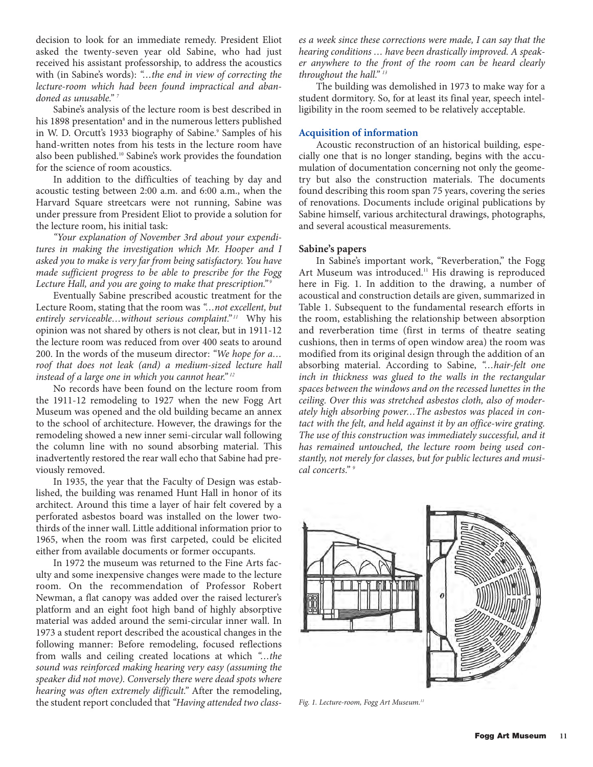decision to look for an immediate remedy. President Eliot asked the twenty-seven year old Sabine, who had just received his assistant professorship, to address the acoustics with (in Sabine's words): *"…the end in view of correcting the lecture-room which had been found impractical and abandoned as unusable."* [7]

Sabine's analysis of the lecture room is best described in his 1898 presentation[8] and in the numerous letters published in W. D. Orcutt's 1933 biography of Sabine.[9] Samples of his hand-written notes from his tests in the lecture room have also been published.[10] Sabine's work provides the foundation for the science of room acoustics.

In addition to the difficulties of teaching by day and acoustic testing between 2:00 a.m. and 6:00 a.m., when the Harvard Square streetcars were not running, Sabine was under pressure from President Eliot to provide a solution for the lecture room, his initial task:

*"Your explanation of November 3rd about your expenditures in making the investigation which Mr. Hooper and I asked you to make is very far from being satisfactory. You have made sufficient progress to be able to prescribe for the Fogg Lecture Hall, and you are going to make that prescription."* [9]

Eventually Sabine prescribed acoustic treatment for the Lecture Room, stating that the room was *"…not excellent, but entirely serviceable…without serious complaint."* [11] Why his opinion was not shared by others is not clear, but in 1911-12 the lecture room was reduced from over 400 seats to around 200. In the words of the museum director: *"We hope for a… roof that does not leak (and) a medium-sized lecture hall instead of a large one in which you cannot hear."* [12]

No records have been found on the lecture room from the 1911-12 remodeling to 1927 when the new Fogg Art Museum was opened and the old building became an annex to the school of architecture. However, the drawings for the remodeling showed a new inner semi-circular wall following the column line with no sound absorbing material. This inadvertently restored the rear wall echo that Sabine had previously removed.

In 1935, the year that the Faculty of Design was established, the building was renamed Hunt Hall in honor of its architect. Around this time a layer of hair felt covered by a perforated asbestos board was installed on the lower two-thirds of the inner wall. Little additional information prior to 1965, when the room was first carpeted, could be elicited either from available documents or former occupants.

In 1972 the museum was returned to the Fine Arts faculty and some inexpensive changes were made to the lecture room. On the recommendation of Professor Robert Newman, a flat canopy was added over the raised lecturer's platform and an eight foot high band of highly absorptive material was added around the semi-circular inner wall. In 1973 a student report described the acoustical changes in the following manner: Before remodeling, focused reflections from walls and ceiling created locations at which *"…the sound was reinforced making hearing very easy (assuming the speaker did not move). Conversely there were dead spots where hearing was often extremely difficult."* After the remodeling, the student report concluded that *"Having attended two classes a week since these corrections were made, I can say that the hearing conditions … have been drastically improved. A speaker anywhere to the front of the room can be heard clearly throughout the hall."* [13]

The building was demolished in 1973 to make way for a student dormitory. So, for at least its final year, speech intelligibility in the room seemed to be relatively acceptable.

## Acquisition of information

Acoustic reconstruction of an historical building, especially one that is no longer standing, begins with the accumulation of documentation concerning not only the geometry but also the construction materials. The documents found describing this room span 75 years, covering the series of renovations. Documents include original publications by Sabine himself, various architectural drawings, photographs, and several acoustical measurements.

### Sabine's papers

In Sabine's important work, "Reverberation," the Fogg Art Museum was introduced.[11] His drawing is reproduced here in Fig. 1. In addition to the drawing, a number of acoustical and construction details are given, summarized in Table 1. Subsequent to the fundamental research efforts in the room, establishing the relationship between absorption and reverberation time (first in terms of theatre seating cushions, then in terms of open window area) the room was modified from its original design through the addition of an absorbing material. According to Sabine, *"…hair-felt one inch in thickness was glued to the walls in the rectangular spaces between the windows and on the recessed lunettes in the ceiling. Over this was stretched asbestos cloth, also of moderately high absorbing power…The asbestos was placed in contact with the felt, and held against it by an office-wire grating. The use of this construction was immediately successful, and it has remained untouched, the lecture room being used constantly, not merely for classes, but for public lectures and musical concerts."* [9]

*Fig. 1. Lecture-room, Fogg Art Museum.*[11]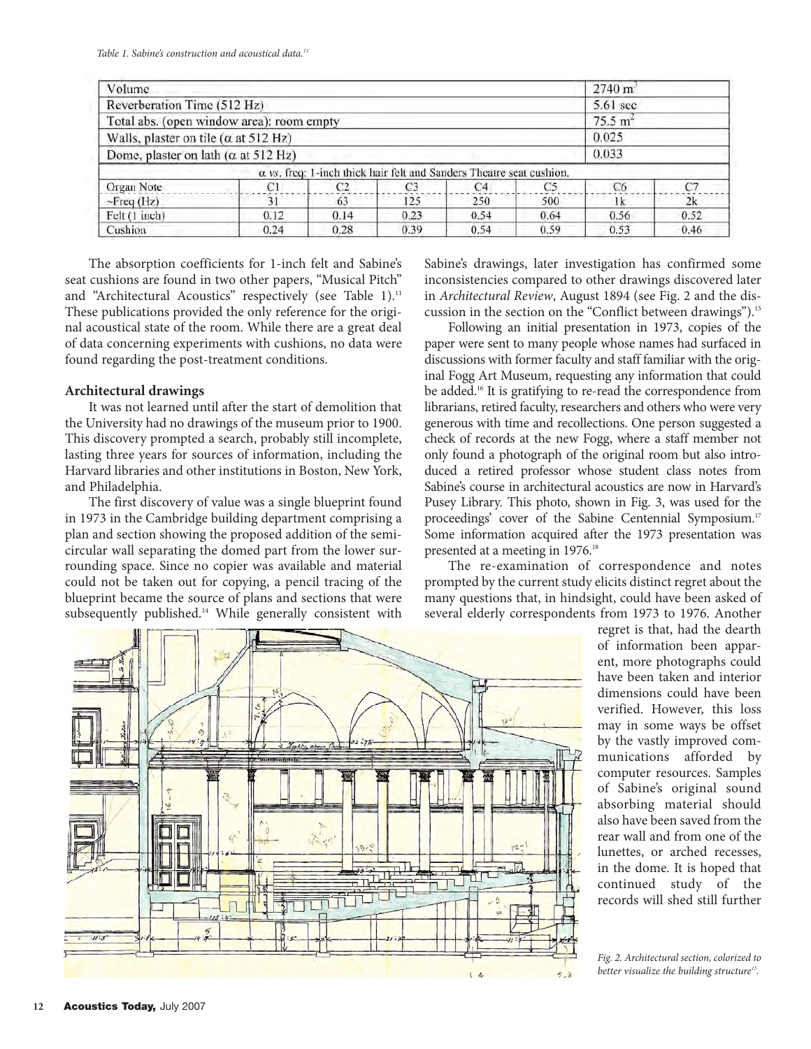*Table 1. Sabine's construction and acoustical data.*[11]

| Volume | | | | | | | $2740\ m^3$ |
|---|---|---|---|---|---|---|---|
| Reverberation Time (512 Hz) | | | | | | | 5.61 sec |
| Total abs. (open window area): room empty | | | | | | | $75.5\ m^2$ |
| Walls, plaster on tile ($\alpha$ at 512 Hz) | | | | | | | 0.025 |
| Dome, plaster on lath ($\alpha$ at 512 Hz) | | | | | | | 0.033 |
| $\alpha$ *vs.* freq: 1-inch thick hair felt and Sanders Theatre seat cushion. | | | | | | | |
| Organ Note | C1 | C2 | C3 | C4 | C5 | C6 | C7 |
| ~Freq (Hz) | 31 | 63 | 125 | 250 | 500 | 1k | 2k |
| Felt (1 inch) | 0.12 | 0.14 | 0.23 | 0.54 | 0.64 | 0.56 | 0.52 |
| Cushion | 0.24 | 0.28 | 0.39 | 0.54 | 0.59 | 0.53 | 0.46 |

The absorption coefficients for 1-inch felt and Sabine's seat cushions are found in two other papers, "Musical Pitch" and "Architectural Acoustics" respectively (see Table 1).[11] These publications provided the only reference for the original acoustical state of the room. While there are a great deal of data concerning experiments with cushions, no data were found regarding the post-treatment conditions.

## Architectural drawings

It was not learned until after the start of demolition that the University had no drawings of the museum prior to 1900. This discovery prompted a search, probably still incomplete, lasting three years for sources of information, including the Harvard libraries and other institutions in Boston, New York, and Philadelphia.

The first discovery of value was a single blueprint found in 1973 in the Cambridge building department comprising a plan and section showing the proposed addition of the semi-circular wall separating the domed part from the lower surrounding space. Since no copier was available and material could not be taken out for copying, a pencil tracing of the blueprint became the source of plans and sections that were subsequently published.[14] While generally consistent with Sabine's drawings, later investigation has confirmed some inconsistencies compared to other drawings discovered later in *Architectural Review*, August 1894 (see Fig. 2 and the discussion in the section on the "Conflict between drawings").[15]

Following an initial presentation in 1973, copies of the paper were sent to many people whose names had surfaced in discussions with former faculty and staff familiar with the original Fogg Art Museum, requesting any information that could be added.[16] It is gratifying to re-read the correspondence from librarians, retired faculty, researchers and others who were very generous with time and recollections. One person suggested a check of records at the new Fogg, where a staff member not only found a photograph of the original room but also introduced a retired professor whose student class notes from Sabine's course in architectural acoustics are now in Harvard's Pusey Library. This photo, shown in Fig. 3, was used for the proceedings' cover of the Sabine Centennial Symposium.[17] Some information acquired after the 1973 presentation was presented at a meeting in 1976.[18]

The re-examination of correspondence and notes prompted by the current study elicits distinct regret about the many questions that, in hindsight, could have been asked of several elderly correspondents from 1973 to 1976. Another regret is that, had the dearth of information been apparent, more photographs could have been taken and interior dimensions could have been verified. However, this loss may in some ways be offset by the vastly improved communications afforded by computer resources. Samples of Sabine's original sound absorbing material should also have been saved from the rear wall and from one of the lunettes, or arched recesses, in the dome. It is hoped that continued study of the records will shed still further

*Fig. 2. Architectural section, colorized to better visualize the building structure*[15]*.*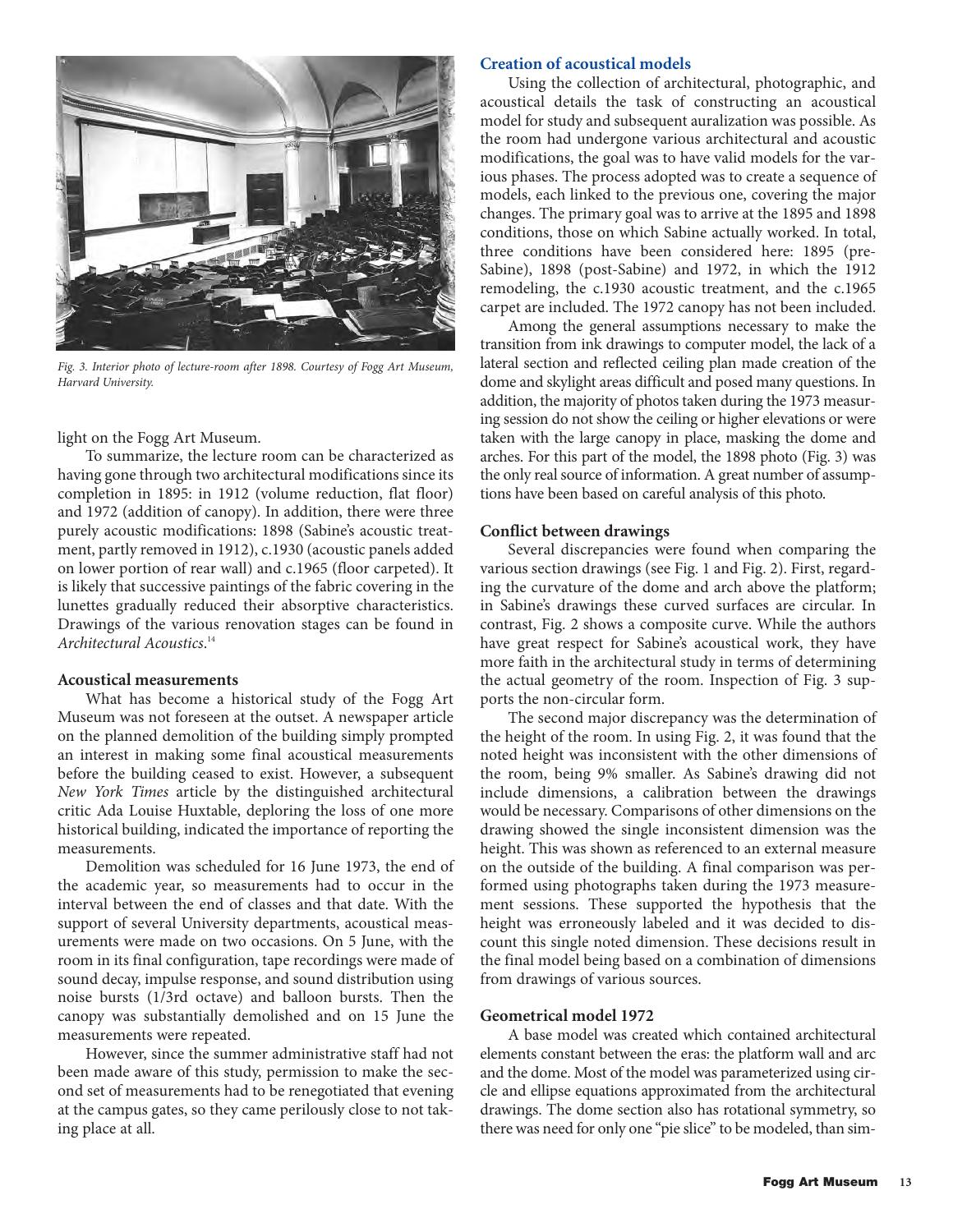*Fig. 3. Interior photo of lecture-room after 1898. Courtesy of Fogg Art Museum, Harvard University.*

light on the Fogg Art Museum.

To summarize, the lecture room can be characterized as having gone through two architectural modifications since its completion in 1895: in 1912 (volume reduction, flat floor) and 1972 (addition of canopy). In addition, there were three purely acoustic modifications: 1898 (Sabine's acoustic treatment, partly removed in 1912), c.1930 (acoustic panels added on lower portion of rear wall) and c.1965 (floor carpeted). It is likely that successive paintings of the fabric covering in the lunettes gradually reduced their absorptive characteristics. Drawings of the various renovation stages can be found in *Architectural Acoustics*.[14]

### Acoustical measurements

What has become a historical study of the Fogg Art Museum was not foreseen at the outset. A newspaper article on the planned demolition of the building simply prompted an interest in making some final acoustical measurements before the building ceased to exist. However, a subsequent *New York Times* article by the distinguished architectural critic Ada Louise Huxtable, deploring the loss of one more historical building, indicated the importance of reporting the measurements.

Demolition was scheduled for 16 June 1973, the end of the academic year, so measurements had to occur in the interval between the end of classes and that date. With the support of several University departments, acoustical measurements were made on two occasions. On 5 June, with the room in its final configuration, tape recordings were made of sound decay, impulse response, and sound distribution using noise bursts (1/3rd octave) and balloon bursts. Then the canopy was substantially demolished and on 15 June the measurements were repeated.

However, since the summer administrative staff had not been made aware of this study, permission to make the second set of measurements had to be renegotiated that evening at the campus gates, so they came perilously close to not taking place at all.

### Creation of acoustical models

Using the collection of architectural, photographic, and acoustical details the task of constructing an acoustical model for study and subsequent auralization was possible. As the room had undergone various architectural and acoustic modifications, the goal was to have valid models for the various phases. The process adopted was to create a sequence of models, each linked to the previous one, covering the major changes. The primary goal was to arrive at the 1895 and 1898 conditions, those on which Sabine actually worked. In total, three conditions have been considered here: 1895 (pre-Sabine), 1898 (post-Sabine) and 1972, in which the 1912 remodeling, the c.1930 acoustic treatment, and the c.1965 carpet are included. The 1972 canopy has not been included.

Among the general assumptions necessary to make the transition from ink drawings to computer model, the lack of a lateral section and reflected ceiling plan made creation of the dome and skylight areas difficult and posed many questions. In addition, the majority of photos taken during the 1973 measuring session do not show the ceiling or higher elevations or were taken with the large canopy in place, masking the dome and arches. For this part of the model, the 1898 photo (Fig. 3) was the only real source of information. A great number of assumptions have been based on careful analysis of this photo.

### Conflict between drawings

Several discrepancies were found when comparing the various section drawings (see Fig. 1 and Fig. 2). First, regarding the curvature of the dome and arch above the platform; in Sabine's drawings these curved surfaces are circular. In contrast, Fig. 2 shows a composite curve. While the authors have great respect for Sabine's acoustical work, they have more faith in the architectural study in terms of determining the actual geometry of the room. Inspection of Fig. 3 supports the non-circular form.

The second major discrepancy was the determination of the height of the room. In using Fig. 2, it was found that the noted height was inconsistent with the other dimensions of the room, being 9% smaller. As Sabine's drawing did not include dimensions, a calibration between the drawings would be necessary. Comparisons of other dimensions on the drawing showed the single inconsistent dimension was the height. This was shown as referenced to an external measure on the outside of the building. A final comparison was performed using photographs taken during the 1973 measurement sessions. These supported the hypothesis that the height was erroneously labeled and it was decided to discount this single noted dimension. These decisions result in the final model being based on a combination of dimensions from drawings of various sources.

### Geometrical model 1972

A base model was created which contained architectural elements constant between the eras: the platform wall and arc and the dome. Most of the model was parameterized using circle and ellipse equations approximated from the architectural drawings. The dome section also has rotational symmetry, so there was need for only one "pie slice" to be modeled, than sim-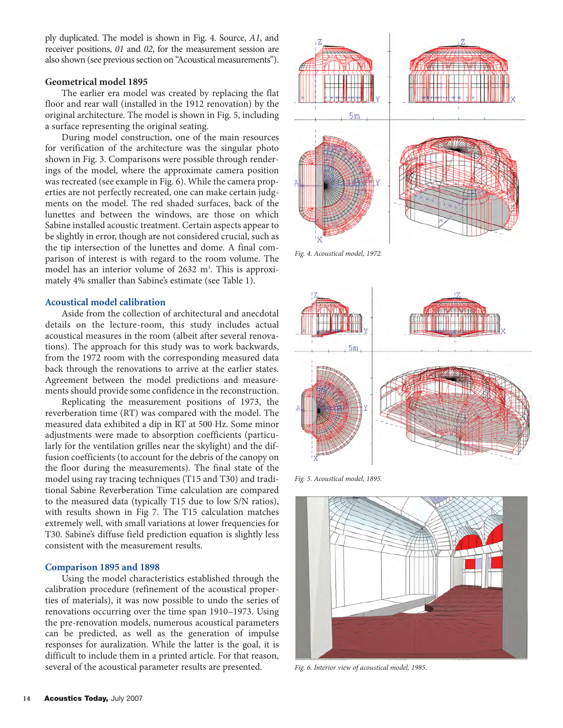ply duplicated. The model is shown in Fig. 4. Source, *A1*, and receiver positions, *01* and *02*, for the measurement session are also shown (see previous section on "Acoustical measurements").

### Geometrical model 1895

The earlier era model was created by replacing the flat floor and rear wall (installed in the 1912 renovation) by the original architecture. The model is shown in Fig. 5, including a surface representing the original seating.

During model construction, one of the main resources for verification of the architecture was the singular photo shown in Fig. 3. Comparisons were possible through renderings of the model, where the approximate camera position was recreated (see example in Fig. 6). While the camera properties are not perfectly recreated, one can make certain judgments on the model. The red shaded surfaces, back of the lunettes and between the windows, are those on which Sabine installed acoustic treatment. Certain aspects appear to be slightly in error, though are not considered crucial, such as the tip intersection of the lunettes and dome. A final comparison of interest is with regard to the room volume. The model has an interior volume of 2632 $m^3$. This is approximately 4% smaller than Sabine's estimate (see Table 1).

### Acoustical model calibration

Aside from the collection of architectural and anecdotal details on the lecture-room, this study includes actual acoustical measures in the room (albeit after several renovations). The approach for this study was to work backwards, from the 1972 room with the corresponding measured data back through the renovations to arrive at the earlier states. Agreement between the model predictions and measurements should provide some confidence in the reconstruction.

Replicating the measurement positions of 1973, the reverberation time (RT) was compared with the model. The measured data exhibited a dip in RT at 500 Hz. Some minor adjustments were made to absorption coefficients (particularly for the ventilation grilles near the skylight) and the diffusion coefficients (to account for the debris of the canopy on the floor during the measurements). The final state of the model using ray tracing techniques (T15 and T30) and traditional Sabine Reverberation Time calculation are compared to the measured data (typically T15 due to low S/N ratios), with results shown in Fig 7. The T15 calculation matches extremely well, with small variations at lower frequencies for T30. Sabine's diffuse field prediction equation is slightly less consistent with the measurement results.

### Comparison 1895 and 1898

Using the model characteristics established through the calibration procedure (refinement of the acoustical properties of materials), it was now possible to undo the series of renovations occurring over the time span 1910–1973. Using the pre-renovation models, numerous acoustical parameters can be predicted, as well as the generation of impulse responses for auralization. While the latter is the goal, it is difficult to include them in a printed article. For that reason, several of the acoustical parameter results are presented.

*Fig. 4. Acoustical model, 1972.*

*Fig. 5. Acoustical model, 1895.*

*Fig. 6. Interior view of acoustical model, 1985.*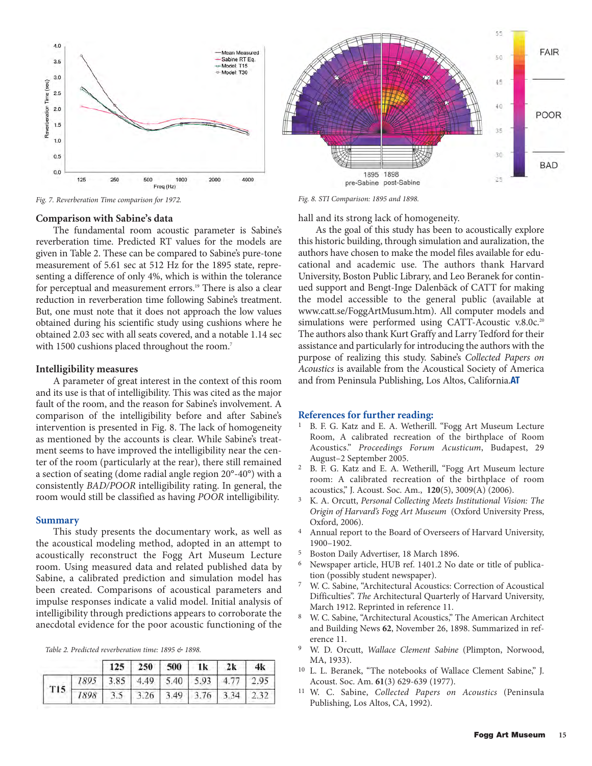Fig. 7. Reverberation Time comparison for 1972.

Fig. 8. STI Comparison: 1895 and 1898.

## Comparison with Sabine's data

The fundamental room acoustic parameter is Sabine's reverberation time. Predicted RT values for the models are given in Table 2. These can be compared to Sabine's pure-tone measurement of 5.61 sec at 512 Hz for the 1895 state, representing a difference of only 4%, which is within the tolerance for perceptual and measurement errors.[19] There is also a clear reduction in reverberation time following Sabine's treatment. But, one must note that it does not approach the low values obtained during his scientific study using cushions where he obtained 2.03 sec with all seats covered, and a notable 1.14 sec with 1500 cushions placed throughout the room.[7]

## Intelligibility measures

A parameter of great interest in the context of this room and its use is that of intelligibility. This was cited as the major fault of the room, and the reason for Sabine's involvement. A comparison of the intelligibility before and after Sabine's intervention is presented in Fig. 8. The lack of homogeneity as mentioned by the accounts is clear. While Sabine's treatment seems to have improved the intelligibility near the center of the room (particularly at the rear), there still remained a section of seating (dome radial angle region 20°-40°) with a consistently *BAD/POOR* intelligibility rating. In general, the room would still be classified as having *POOR* intelligibility.

## Summary

This study presents the documentary work, as well as the acoustical modeling method, adopted in an attempt to acoustically reconstruct the Fogg Art Museum Lecture room. Using measured data and related published data by Sabine, a calibrated prediction and simulation model has been created. Comparisons of acoustical parameters and impulse responses indicate a valid model. Initial analysis of intelligibility through predictions appears to corroborate the anecdotal evidence for the poor acoustic functioning of the hall and its strong lack of homogeneity.

As the goal of this study has been to acoustically explore this historic building, through simulation and auralization, the authors have chosen to make the model files available for educational and academic use. The authors thank Harvard University, Boston Public Library, and Leo Beranek for continued support and Bengt-Inge Dalenbäck of CATT for making the model accessible to the general public (available at www.catt.se/FoggArtMusum.htm). All computer models and simulations were performed using CATT-Acoustic v.8.0c.[20] The authors also thank Kurt Graffy and Larry Tedford for their assistance and particularly for introducing the authors with the purpose of realizing this study. Sabine's *Collected Papers on Acoustics* is available from the Acoustical Society of America and from Peninsula Publishing, Los Altos, California.**AT**

Table 2. Predicted reverberation time: 1895 & 1898.

| | | 125 | 250 | 500 | 1k | 2k | 4k |
|---|---|---|---|---|---|---|---|
| T15 | 1895 | 3.85 | 4.49 | 5.40 | 5.93 | 4.77 | 2.95 |
| | 1898 | 3.5 | 3.26 | 3.49 | 3.76 | 3.34 | 2.32 |

## References for further reading:

1. B. F. G. Katz and E. A. Wetherill. "Fogg Art Museum Lecture Room, A calibrated recreation of the birthplace of Room Acoustics." *Proceedings Forum Acusticum*, Budapest, 29 August–2 September 2005.
2. B. F. G. Katz and E. A. Wetherill, "Fogg Art Museum lecture room: A calibrated recreation of the birthplace of room acoustics," J. Acoust. Soc. Am., **120**(5), 3009(A) (2006).
3. K. A. Orcutt, *Personal Collecting Meets Institutional Vision: The Origin of Harvard's Fogg Art Museum* (Oxford University Press, Oxford, 2006).
4. Annual report to the Board of Overseers of Harvard University, 1900–1902.
5. Boston Daily Advertiser, 18 March 1896.
6. Newspaper article, HUB ref. 1401.2 No date or title of publication (possibly student newspaper).
7. W. C. Sabine, "Architectural Acoustics: Correction of Acoustical Difficulties". *The* Architectural Quarterly of Harvard University, March 1912. Reprinted in reference 11.
8. W. C. Sabine, "Architectural Acoustics," The American Architect and Building News **62**, November 26, 1898. Summarized in reference 11.
9. W. D. Orcutt, *Wallace Clement Sabine* (Plimpton, Norwood, MA, 1933).
10. L. L. Beranek, "The notebooks of Wallace Clement Sabine," J. Acoust. Soc. Am. **61**(3) 629-639 (1977).
11. W. C. Sabine, *Collected Papers on Acoustics* (Peninsula Publishing, Los Altos, CA, 1992).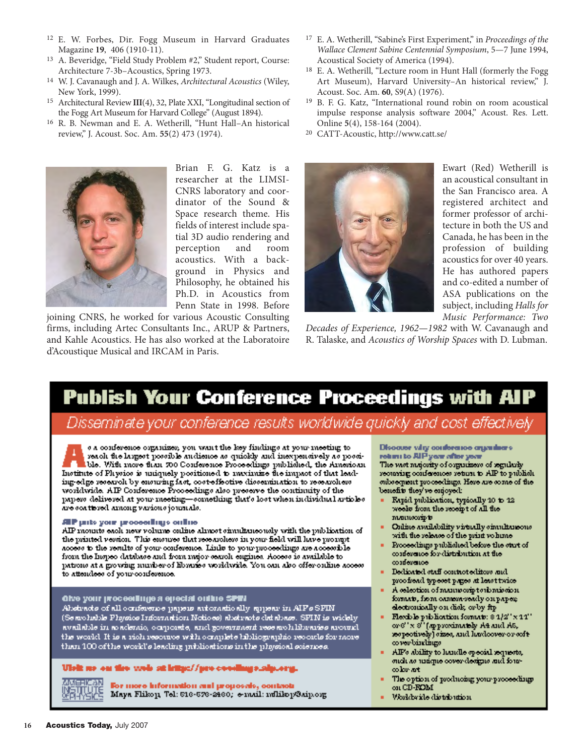12 E. W. Forbes, Dir. Fogg Museum in Harvard Graduates Magazine **19**, 406 (1910-11).

13 A. Beveridge, "Field Study Problem #2," Student report, Course: Architecture 7-3b–Acoustics, Spring 1973.

14 W. J. Cavanaugh and J. A. Wilkes, *Architectural Acoustics* (Wiley, New York, 1999).

15 Architectural Review **III**(4), 32, Plate XXI, "Longitudinal section of the Fogg Art Museum for Harvard College" (August 1894).

16 R. B. Newman and E. A. Wetherill, "Hunt Hall–An historical review," J. Acoust. Soc. Am. **55**(2) 473 (1974).

17 E. A. Wetherill, "Sabine's First Experiment," in *Proceedings of the Wallace Clement Sabine Centennial Symposium*, 5—7 June 1994, Acoustical Society of America (1994).

18 E. A. Wetherill, "Lecture room in Hunt Hall (formerly the Fogg Art Museum), Harvard University–An historical review," J. Acoust. Soc. Am. **60**, S9(A) (1976).

19 B. F. G. Katz, "International round robin on room acoustical impulse response analysis software 2004," Acoust. Res. Lett. Online **5**(4), 158-164 (2004).

20 CATT-Acoustic, http://www.catt.se/

Brian F. G. Katz is a researcher at the LIMSI-CNRS laboratory and coordinator of the Sound & Space research theme. His fields of interest include spatial 3D audio rendering and perception and room acoustics. With a background in Physics and Philosophy, he obtained his Ph.D. in Acoustics from Penn State in 1998. Before joining CNRS, he worked for various Acoustic Consulting firms, including Artec Consultants Inc., ARUP & Partners, and Kahle Acoustics. He has also worked at the Laboratoire d'Acoustique Musical and IRCAM in Paris.

Ewart (Red) Wetherill is an acoustical consultant in the San Francisco area. A registered architect and former professor of architecture in both the US and Canada, he has been in the profession of building acoustics for over 40 years. He has authored papers and co-edited a number of ASA publications on the subject, including *Halls for Music Performance: Two Decades of Experience, 1962—1982* with W. Cavanaugh and R. Talaske, and *Acoustics of Worship Spaces* with D. Lubman.

# Publish Your Conference Proceedings with AIP

*Disseminate your conference results worldwide quickly and cost effectively*

As a conference organizer, you want the key findings at your meeting to reach the largest possible audience as quickly and inexpensively as possible. With more than 700 Conference Proceedings published, the American Institute of Physics is uniquely positioned to maximize the impact of that leading-edge research by ensuring fast, cost-effective dissemination to researchers worldwide. AIP Conference Proceedings also preserve the continuity of the papers delivered at your meeting—something that's lost when individual articles are scattered among various journals.

**AIP puts your proceedings online**

AIP mounts each new volume online almost simultaneously with the publication of the printed version. This ensures that researchers in your field will have prompt access to the results of your conference. Links to your proceedings are accessible from the Inspec database and from major search engines. Access is available to patrons at a growing number of libraries worldwide. You can also offer online access to attendees of your conference.

**Give your proceedings a special online SPIN**

Abstracts of all conference papers automatically appear in AIP's SPIN (Searchable Physics Information Notices) abstracts database. SPIN is widely available in academic, corporate, and government research libraries around the world. It is a rich resource with complete bibliographic records for more than 100 of the world's leading publications in the physical sciences.

**Visit us on the web at http://proceedings.aip.org**

**For more information and proposals, contact:**
Maya Flikop, Tel: 516-576-2460; e-mail: mflikop@aip.org

**Discover why conference organizers return to AIP year after year**

The vast majority of organizers of regularly recurring conferences return to AIP to publish subsequent proceedings. Here are some of the benefits they've enjoyed:

- Rapid publication, typically 10 to 12 weeks from the receipt of all the manuscripts
- Online availability virtually simultaneous with the release of the print volume
- Proceedings published before the start of conference for distribution at the conference
- Dedicated staff contract editors and proofread typeset pages at least twice
- A selection of manuscript submission formats, from camera-ready on paper, electronically on disk, or by ftp
- Flexible publication formats: 8 1/2" x 11" or 6" x 9" (approximately A4 and A5, respectively) sizes, and hardcover or soft cover bindings
- AIP's ability to handle special requests, such as unique cover designs and four-color art
- The option of producing your proceedings on CD-ROM
- Worldwide distribution